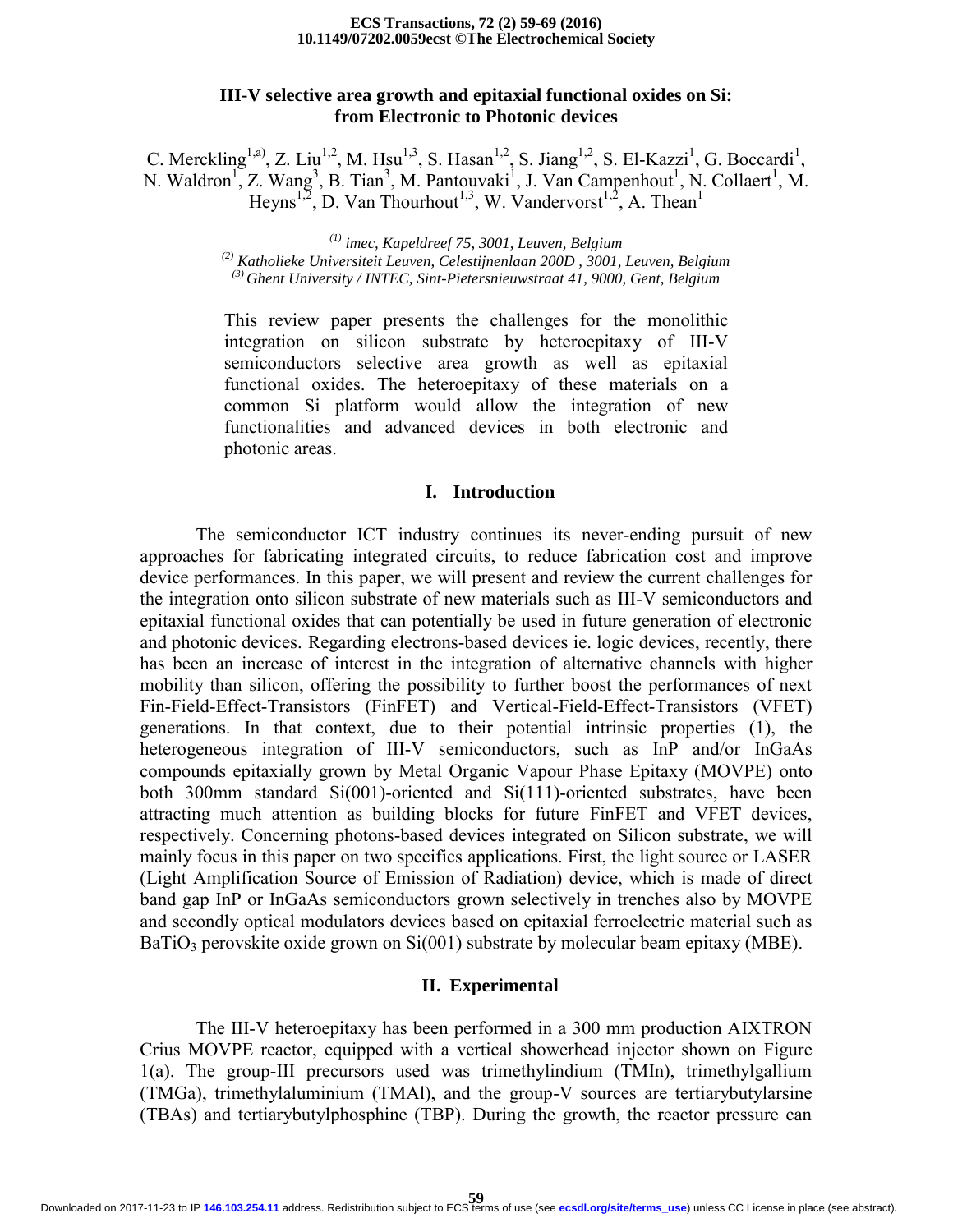# III-V selective area growth and epitaxial functional oxides on Si: from Electronic to Photonic devices

C. Merckling[1,a)], Z. Liu[1,2], M. Hsu[1,3], S. Hasan[1,2], S. Jiang[1,2], S. El-Kazzi[1], G. Boccardi[1], N. Waldron[1], Z. Wang[3], B. Tian[3], M. Pantouvaki[1], J. Van Campenhout[1], N. Collaert[1], M. Heyns[1,2], D. Van Thourhout[1,3], W. Vandervorst[1,2], A. Thean[1]

*[(1)] imec, Kapeldreef 75, 3001, Leuven, Belgium*
*[(2)] Katholieke Universiteit Leuven, Celestijnenlaan 200D , 3001, Leuven, Belgium*
*[(3)] Ghent University / INTEC, Sint-Pietersnieuwstraat 41, 9000, Gent, Belgium*

This review paper presents the challenges for the monolithic integration on silicon substrate by heteroepitaxy of III-V semiconductors selective area growth as well as epitaxial functional oxides. The heteroepitaxy of these materials on a common Si platform would allow the integration of new functionalities and advanced devices in both electronic and photonic areas.

## I. Introduction

The semiconductor ICT industry continues its never-ending pursuit of new approaches for fabricating integrated circuits, to reduce fabrication cost and improve device performances. In this paper, we will present and review the current challenges for the integration onto silicon substrate of new materials such as III-V semiconductors and epitaxial functional oxides that can potentially be used in future generation of electronic and photonic devices. Regarding electrons-based devices ie. logic devices, recently, there has been an increase of interest in the integration of alternative channels with higher mobility than silicon, offering the possibility to further boost the performances of next Fin-Field-Effect-Transistors (FinFET) and Vertical-Field-Effect-Transistors (VFET) generations. In that context, due to their potential intrinsic properties (1), the heterogeneous integration of III-V semiconductors, such as InP and/or InGaAs compounds epitaxially grown by Metal Organic Vapour Phase Epitaxy (MOVPE) onto both 300mm standard Si(001)-oriented and Si(111)-oriented substrates, have been attracting much attention as building blocks for future FinFET and VFET devices, respectively. Concerning photons-based devices integrated on Silicon substrate, we will mainly focus in this paper on two specifics applications. First, the light source or LASER (Light Amplification Source of Emission of Radiation) device, which is made of direct band gap InP or InGaAs semiconductors grown selectively in trenches also by MOVPE and secondly optical modulators devices based on epitaxial ferroelectric material such as $BaTiO_3$ perovskite oxide grown on Si(001) substrate by molecular beam epitaxy (MBE).

## II. Experimental

The III-V heteroepitaxy has been performed in a 300 mm production AIXTRON Crius MOVPE reactor, equipped with a vertical showerhead injector shown on Figure 1(a). The group-III precursors used was trimethylindium (TMIn), trimethylgallium (TMGa), trimethylaluminium (TMAl), and the group-V sources are tertiarybutylarsine (TBAs) and tertiarybutylphosphine (TBP). During the growth, the reactor pressure can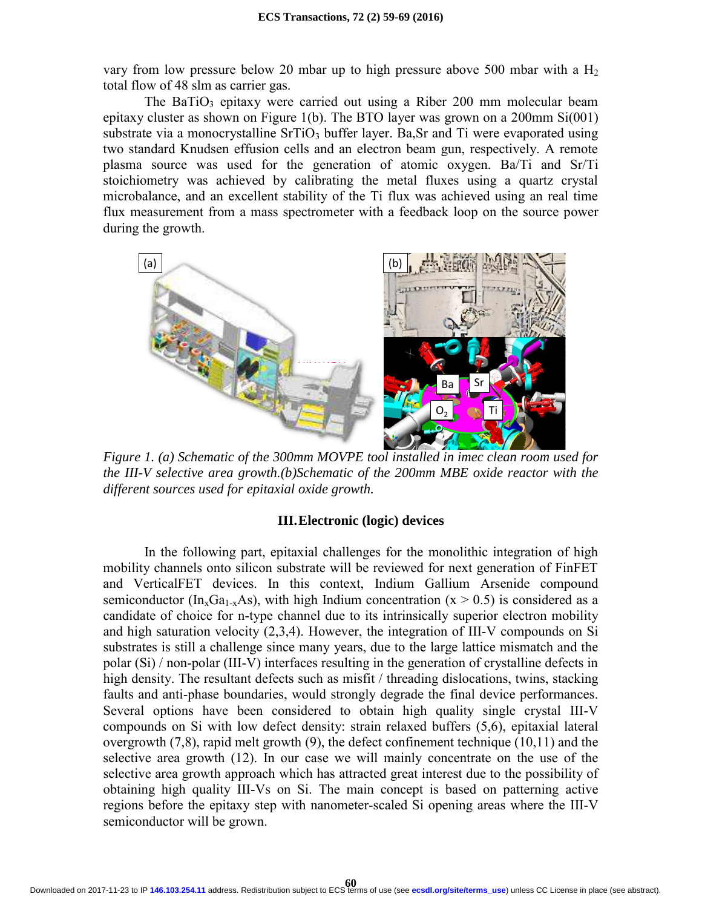vary from low pressure below 20 mbar up to high pressure above 500 mbar with a $H_2$ total flow of 48 slm as carrier gas.

The $BaTiO_3$ epitaxy were carried out using a Riber 200 mm molecular beam epitaxy cluster as shown on Figure 1(b). The BTO layer was grown on a 200mm Si(001) substrate via a monocrystalline $SrTiO_3$ buffer layer. Ba,Sr and Ti were evaporated using two standard Knudsen effusion cells and an electron beam gun, respectively. A remote plasma source was used for the generation of atomic oxygen. Ba/Ti and Sr/Ti stoichiometry was achieved by calibrating the metal fluxes using a quartz crystal microbalance, and an excellent stability of the Ti flux was achieved using an real time flux measurement from a mass spectrometer with a feedback loop on the source power during the growth.

*Figure 1. (a) Schematic of the 300mm MOVPE tool installed in imec clean room used for the III-V selective area growth.(b)Schematic of the 200mm MBE oxide reactor with the different sources used for epitaxial oxide growth.*

## III. Electronic (logic) devices

In the following part, epitaxial challenges for the monolithic integration of high mobility channels onto silicon substrate will be reviewed for next generation of FinFET and VerticalFET devices. In this context, Indium Gallium Arsenide compound semiconductor ($In_xGa_{1-x}As$), with high Indium concentration ($x > 0.5$) is considered as a candidate of choice for n-type channel due to its intrinsically superior electron mobility and high saturation velocity (2,3,4). However, the integration of III-V compounds on Si substrates is still a challenge since many years, due to the large lattice mismatch and the polar (Si) / non-polar (III-V) interfaces resulting in the generation of crystalline defects in high density. The resultant defects such as misfit / threading dislocations, twins, stacking faults and anti-phase boundaries, would strongly degrade the final device performances. Several options have been considered to obtain high quality single crystal III-V compounds on Si with low defect density: strain relaxed buffers (5,6), epitaxial lateral overgrowth (7,8), rapid melt growth (9), the defect confinement technique (10,11) and the selective area growth (12). In our case we will mainly concentrate on the use of the selective area growth approach which has attracted great interest due to the possibility of obtaining high quality III-Vs on Si. The main concept is based on patterning active regions before the epitaxy step with nanometer-scaled Si opening areas where the III-V semiconductor will be grown.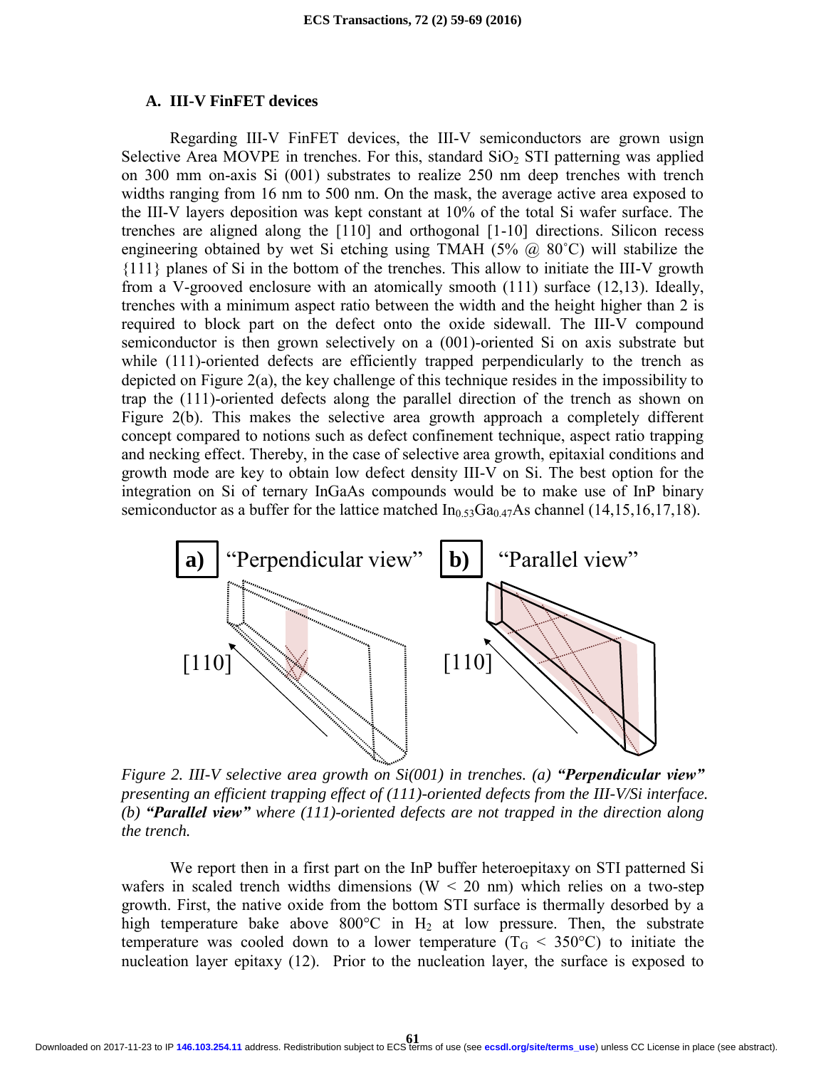### A. III-V FinFET devices

Regarding III-V FinFET devices, the III-V semiconductors are grown usign Selective Area MOVPE in trenches. For this, standard $SiO_2$ STI patterning was applied on 300 mm on-axis Si (001) substrates to realize 250 nm deep trenches with trench widths ranging from 16 nm to 500 nm. On the mask, the average active area exposed to the III-V layers deposition was kept constant at 10% of the total Si wafer surface. The trenches are aligned along the [110] and orthogonal [1-10] directions. Silicon recess engineering obtained by wet Si etching using TMAH (5% @ 80˚C) will stabilize the {111} planes of Si in the bottom of the trenches. This allow to initiate the III-V growth from a V-grooved enclosure with an atomically smooth (111) surface (12,13). Ideally, trenches with a minimum aspect ratio between the width and the height higher than 2 is required to block part on the defect onto the oxide sidewall. The III-V compound semiconductor is then grown selectively on a (001)-oriented Si on axis substrate but while (111)-oriented defects are efficiently trapped perpendicularly to the trench as depicted on Figure 2(a), the key challenge of this technique resides in the impossibility to trap the (111)-oriented defects along the parallel direction of the trench as shown on Figure 2(b). This makes the selective area growth approach a completely different concept compared to notions such as defect confinement technique, aspect ratio trapping and necking effect. Thereby, in the case of selective area growth, epitaxial conditions and growth mode are key to obtain low defect density III-V on Si. The best option for the integration on Si of ternary InGaAs compounds would be to make use of InP binary semiconductor as a buffer for the lattice matched $In_{0.53}Ga_{0.47}As$ channel (14,15,16,17,18).

*Figure 2. III-V selective area growth on Si(001) in trenches. (a)* ***"Perpendicular view"*** *presenting an efficient trapping effect of (111)-oriented defects from the III-V/Si interface. (b)* ***"Parallel view"*** *where (111)-oriented defects are not trapped in the direction along the trench.*

We report then in a first part on the InP buffer heteroepitaxy on STI patterned Si wafers in scaled trench widths dimensions (W < 20 nm) which relies on a two-step growth. First, the native oxide from the bottom STI surface is thermally desorbed by a high temperature bake above 800°C in $H_2$ at low pressure. Then, the substrate temperature was cooled down to a lower temperature ($T_G$ < 350°C) to initiate the nucleation layer epitaxy (12). Prior to the nucleation layer, the surface is exposed to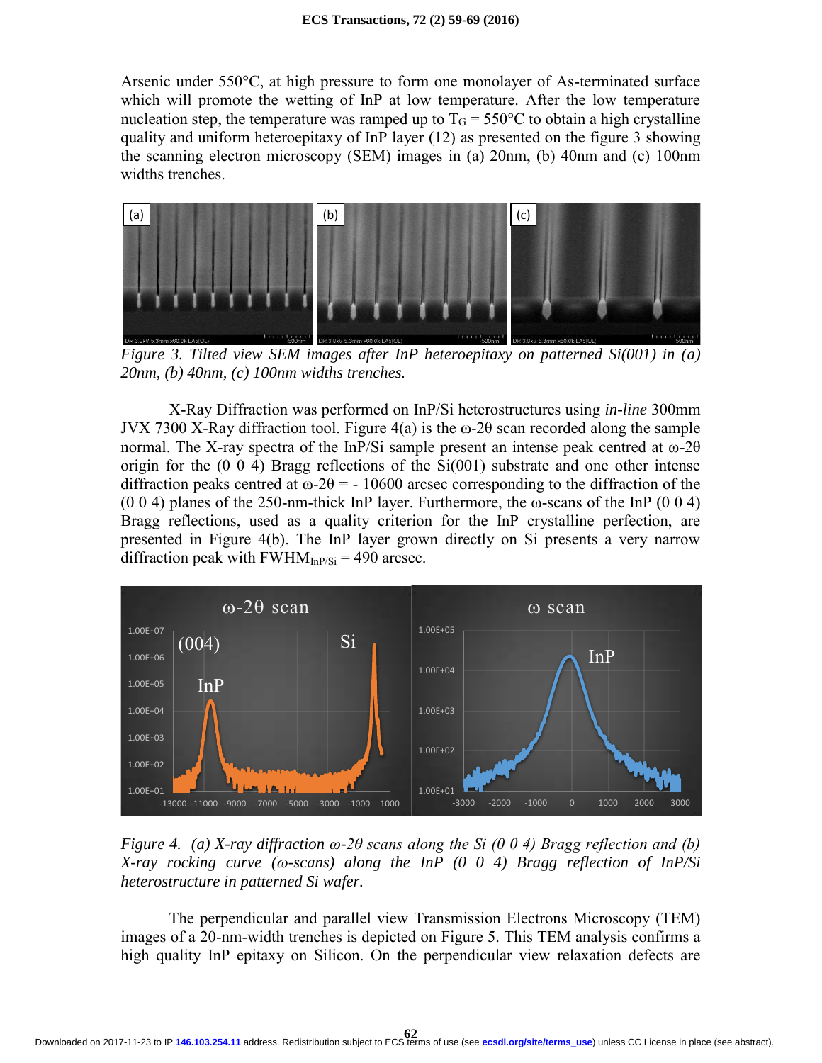Arsenic under 550°C, at high pressure to form one monolayer of As-terminated surface which will promote the wetting of InP at low temperature. After the low temperature nucleation step, the temperature was ramped up to $T_G$ = 550°C to obtain a high crystalline quality and uniform heteroepitaxy of InP layer (12) as presented on the figure 3 showing the scanning electron microscopy (SEM) images in (a) 20nm, (b) 40nm and (c) 100nm widths trenches.

*Figure 3. Tilted view SEM images after InP heteroepitaxy on patterned Si(001) in (a) 20nm, (b) 40nm, (c) 100nm widths trenches.*

X-Ray Diffraction was performed on InP/Si heterostructures using *in-line* 300mm JVX 7300 X-Ray diffraction tool. Figure 4(a) is the ω-2θ scan recorded along the sample normal. The X-ray spectra of the InP/Si sample present an intense peak centred at ω-2θ origin for the (0 0 4) Bragg reflections of the Si(001) substrate and one other intense diffraction peaks centred at ω-2θ = - 10600 arcsec corresponding to the diffraction of the (0 0 4) planes of the 250-nm-thick InP layer. Furthermore, the ω-scans of the InP (0 0 4) Bragg reflections, used as a quality criterion for the InP crystalline perfection, are presented in Figure 4(b). The InP layer grown directly on Si presents a very narrow diffraction peak with $FWHM_{InP/Si}$ = 490 arcsec.

*Figure 4. (a) X-ray diffraction ω-2θ scans along the Si (0 0 4) Bragg reflection and (b) X-ray rocking curve (ω-scans) along the InP (0 0 4) Bragg reflection of InP/Si heterostructure in patterned Si wafer.*

The perpendicular and parallel view Transmission Electrons Microscopy (TEM) images of a 20-nm-width trenches is depicted on Figure 5. This TEM analysis confirms a high quality InP epitaxy on Silicon. On the perpendicular view relaxation defects are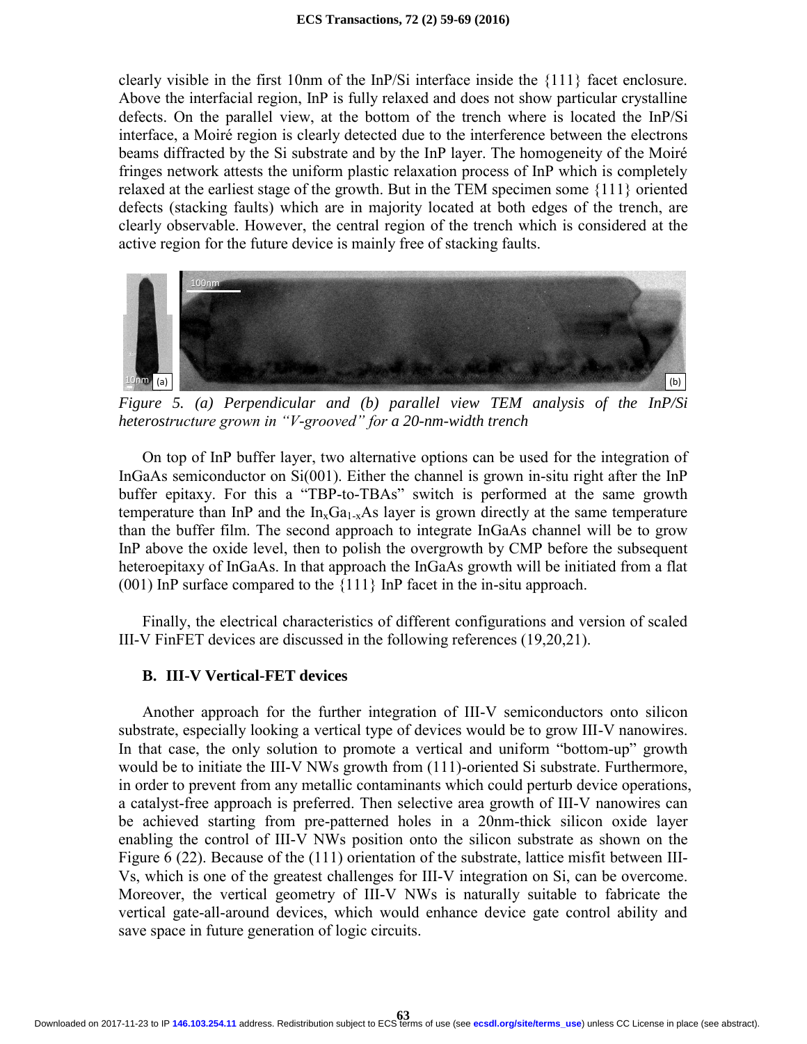clearly visible in the first 10nm of the InP/Si interface inside the {111} facet enclosure. Above the interfacial region, InP is fully relaxed and does not show particular crystalline defects. On the parallel view, at the bottom of the trench where is located the InP/Si interface, a Moiré region is clearly detected due to the interference between the electrons beams diffracted by the Si substrate and by the InP layer. The homogeneity of the Moiré fringes network attests the uniform plastic relaxation process of InP which is completely relaxed at the earliest stage of the growth. But in the TEM specimen some {111} oriented defects (stacking faults) which are in majority located at both edges of the trench, are clearly observable. However, the central region of the trench which is considered at the active region for the future device is mainly free of stacking faults.

*Figure 5. (a) Perpendicular and (b) parallel view TEM analysis of the InP/Si heterostructure grown in "V-grooved" for a 20-nm-width trench*

On top of InP buffer layer, two alternative options can be used for the integration of InGaAs semiconductor on Si(001). Either the channel is grown in-situ right after the InP buffer epitaxy. For this a "TBP-to-TBAs" switch is performed at the same growth temperature than InP and the $In_xGa_{1-x}As$ layer is grown directly at the same temperature than the buffer film. The second approach to integrate InGaAs channel will be to grow InP above the oxide level, then to polish the overgrowth by CMP before the subsequent heteroepitaxy of InGaAs. In that approach the InGaAs growth will be initiated from a flat (001) InP surface compared to the {111} InP facet in the in-situ approach.

Finally, the electrical characteristics of different configurations and version of scaled III-V FinFET devices are discussed in the following references (19,20,21).

### B. III-V Vertical-FET devices

Another approach for the further integration of III-V semiconductors onto silicon substrate, especially looking a vertical type of devices would be to grow III-V nanowires. In that case, the only solution to promote a vertical and uniform "bottom-up" growth would be to initiate the III-V NWs growth from (111)-oriented Si substrate. Furthermore, in order to prevent from any metallic contaminants which could perturb device operations, a catalyst-free approach is preferred. Then selective area growth of III-V nanowires can be achieved starting from pre-patterned holes in a 20nm-thick silicon oxide layer enabling the control of III-V NWs position onto the silicon substrate as shown on the Figure 6 (22). Because of the (111) orientation of the substrate, lattice misfit between III-Vs, which is one of the greatest challenges for III-V integration on Si, can be overcome. Moreover, the vertical geometry of III-V NWs is naturally suitable to fabricate the vertical gate-all-around devices, which would enhance device gate control ability and save space in future generation of logic circuits.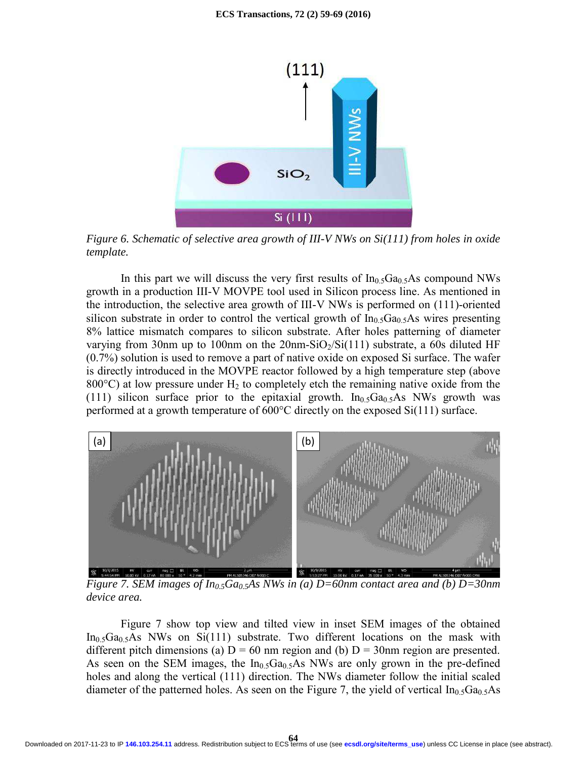Figure 6. Schematic of selective area growth of III-V NWs on Si(111) from holes in oxide template.

In this part we will discuss the very first results of $In_{0.5}Ga_{0.5}As$ compound NWs growth in a production III-V MOVPE tool used in Silicon process line. As mentioned in the introduction, the selective area growth of III-V NWs is performed on (111)-oriented silicon substrate in order to control the vertical growth of $In_{0.5}Ga_{0.5}As$ wires presenting 8% lattice mismatch compares to silicon substrate. After holes patterning of diameter varying from 30nm up to 100nm on the 20nm-$SiO_2$/Si(111) substrate, a 60s diluted HF (0.7%) solution is used to remove a part of native oxide on exposed Si surface. The wafer is directly introduced in the MOVPE reactor followed by a high temperature step (above 800°C) at low pressure under $H_2$ to completely etch the remaining native oxide from the (111) silicon surface prior to the epitaxial growth. $In_{0.5}Ga_{0.5}As$ NWs growth was performed at a growth temperature of 600°C directly on the exposed Si(111) surface.

Figure 7. SEM images of $In_{0.5}Ga_{0.5}As$ NWs in (a) D=60nm contact area and (b) D=30nm device area.

Figure 7 show top view and tilted view in inset SEM images of the obtained $In_{0.5}Ga_{0.5}As$ NWs on Si(111) substrate. Two different locations on the mask with different pitch dimensions (a) D = 60 nm region and (b) D = 30nm region are presented. As seen on the SEM images, the $In_{0.5}Ga_{0.5}As$ NWs are only grown in the pre-defined holes and along the vertical (111) direction. The NWs diameter follow the initial scaled diameter of the patterned holes. As seen on the Figure 7, the yield of vertical $In_{0.5}Ga_{0.5}As$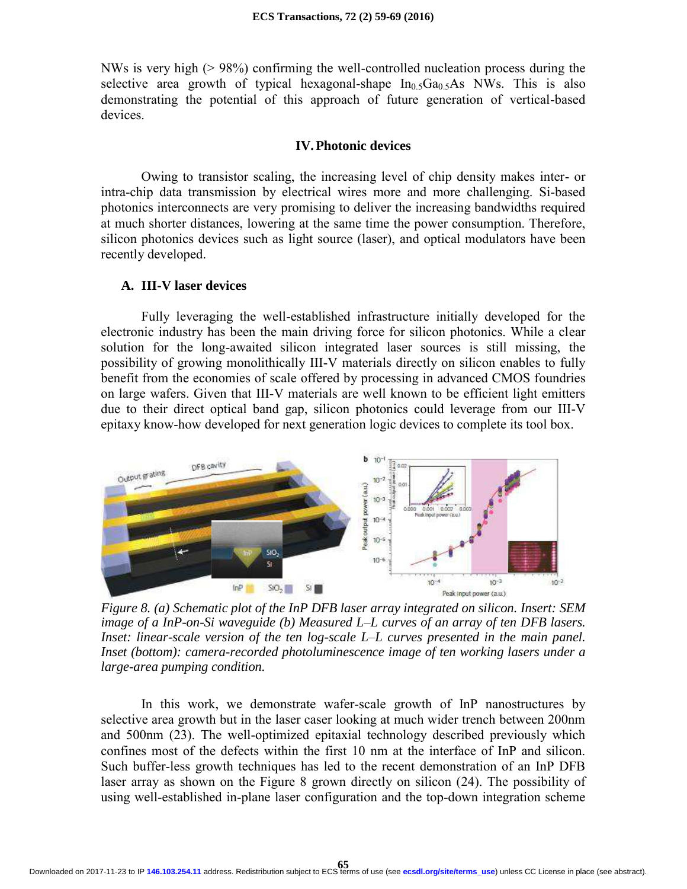NWs is very high (> 98%) confirming the well-controlled nucleation process during the selective area growth of typical hexagonal-shape $In_{0.5}Ga_{0.5}As$ NWs. This is also demonstrating the potential of this approach of future generation of vertical-based devices.

## IV. Photonic devices

Owing to transistor scaling, the increasing level of chip density makes inter- or intra-chip data transmission by electrical wires more and more challenging. Si-based photonics interconnects are very promising to deliver the increasing bandwidths required at much shorter distances, lowering at the same time the power consumption. Therefore, silicon photonics devices such as light source (laser), and optical modulators have been recently developed.

### A. III-V laser devices

Fully leveraging the well-established infrastructure initially developed for the electronic industry has been the main driving force for silicon photonics. While a clear solution for the long-awaited silicon integrated laser sources is still missing, the possibility of growing monolithically III-V materials directly on silicon enables to fully benefit from the economies of scale offered by processing in advanced CMOS foundries on large wafers. Given that III-V materials are well known to be efficient light emitters due to their direct optical band gap, silicon photonics could leverage from our III-V epitaxy know-how developed for next generation logic devices to complete its tool box.

Output grating
DFB cavity
InP
SiO2
Si
InP SiO2 Si

b
Peak output power (a.u.)
Peak input power (a.u.)

*Figure 8. (a) Schematic plot of the InP DFB laser array integrated on silicon. Insert: SEM image of a InP-on-Si waveguide (b) Measured L–L curves of an array of ten DFB lasers. Inset: linear-scale version of the ten log-scale L–L curves presented in the main panel. Inset (bottom): camera-recorded photoluminescence image of ten working lasers under a large-area pumping condition.*

In this work, we demonstrate wafer-scale growth of InP nanostructures by selective area growth but in the laser caser looking at much wider trench between 200nm and 500nm (23). The well-optimized epitaxial technology described previously which confines most of the defects within the first 10 nm at the interface of InP and silicon. Such buffer-less growth techniques has led to the recent demonstration of an InP DFB laser array as shown on the Figure 8 grown directly on silicon (24). The possibility of using well-established in-plane laser configuration and the top-down integration scheme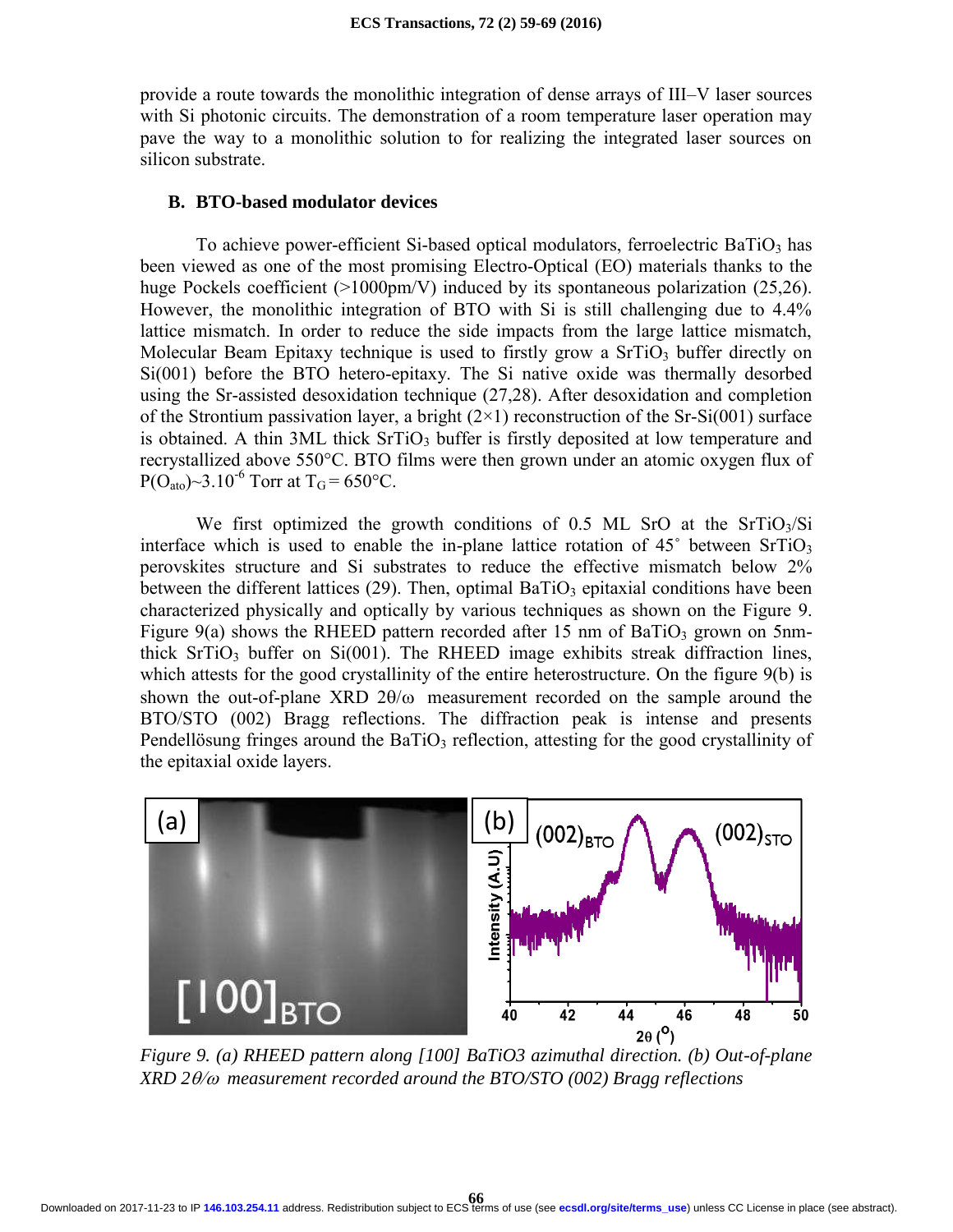provide a route towards the monolithic integration of dense arrays of III–V laser sources with Si photonic circuits. The demonstration of a room temperature laser operation may pave the way to a monolithic solution to for realizing the integrated laser sources on silicon substrate.

### B. BTO-based modulator devices

To achieve power-efficient Si-based optical modulators, ferroelectric $BaTiO_3$ has been viewed as one of the most promising Electro-Optical (EO) materials thanks to the huge Pockels coefficient (>1000pm/V) induced by its spontaneous polarization (25,26). However, the monolithic integration of BTO with Si is still challenging due to 4.4% lattice mismatch. In order to reduce the side impacts from the large lattice mismatch, Molecular Beam Epitaxy technique is used to firstly grow a $SrTiO_3$ buffer directly on Si(001) before the BTO hetero-epitaxy. The Si native oxide was thermally desorbed using the Sr-assisted desoxidation technique (27,28). After desoxidation and completion of the Strontium passivation layer, a bright (2×1) reconstruction of the Sr-Si(001) surface is obtained. A thin 3ML thick $SrTiO_3$ buffer is firstly deposited at low temperature and recrystallized above 550°C. BTO films were then grown under an atomic oxygen flux of $P(O_{ato})\sim 3.10^{-6}$ Torr at $T_G = 650$°C.

We first optimized the growth conditions of 0.5 ML SrO at the $SrTiO_3$/Si interface which is used to enable the in-plane lattice rotation of 45° between $SrTiO_3$ perovskites structure and Si substrates to reduce the effective mismatch below 2% between the different lattices (29). Then, optimal $BaTiO_3$ epitaxial conditions have been characterized physically and optically by various techniques as shown on the Figure 9. Figure 9(a) shows the RHEED pattern recorded after 15 nm of $BaTiO_3$ grown on 5nm-thick $SrTiO_3$ buffer on Si(001). The RHEED image exhibits streak diffraction lines, which attests for the good crystallinity of the entire heterostructure. On the figure 9(b) is shown the out-of-plane XRD $2\theta/\omega$ measurement recorded on the sample around the BTO/STO (002) Bragg reflections. The diffraction peak is intense and presents Pendellösung fringes around the $BaTiO_3$ reflection, attesting for the good crystallinity of the epitaxial oxide layers.

*Figure 9. (a) RHEED pattern along [100] BaTiO3 azimuthal direction. (b) Out-of-plane XRD $2\theta/\omega$ measurement recorded around the BTO/STO (002) Bragg reflections*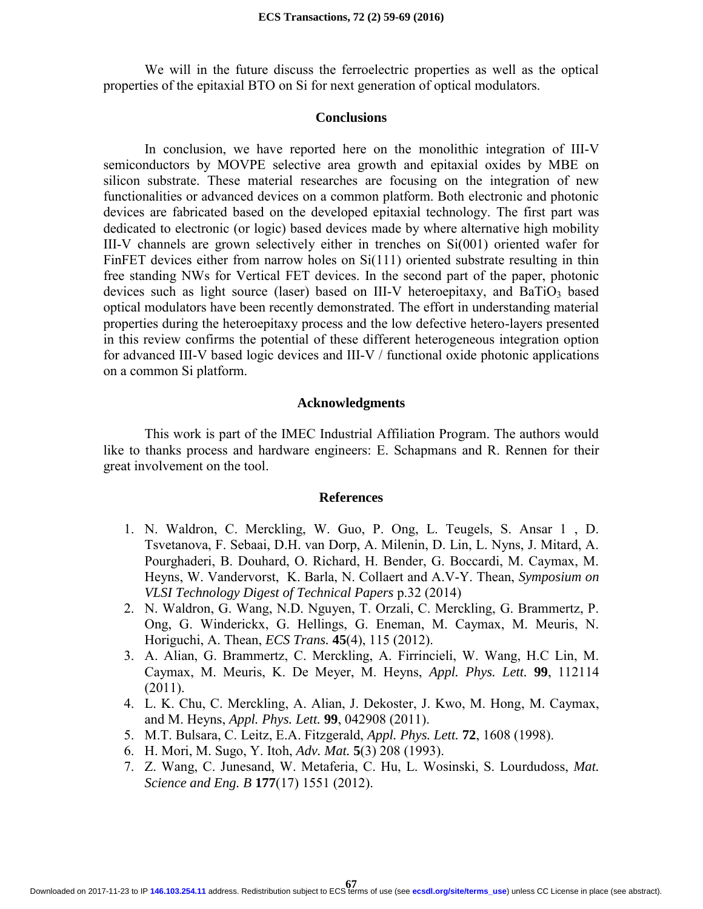We will in the future discuss the ferroelectric properties as well as the optical properties of the epitaxial BTO on Si for next generation of optical modulators.

## Conclusions

In conclusion, we have reported here on the monolithic integration of III-V semiconductors by MOVPE selective area growth and epitaxial oxides by MBE on silicon substrate. These material researches are focusing on the integration of new functionalities or advanced devices on a common platform. Both electronic and photonic devices are fabricated based on the developed epitaxial technology. The first part was dedicated to electronic (or logic) based devices made by where alternative high mobility III-V channels are grown selectively either in trenches on Si(001) oriented wafer for FinFET devices either from narrow holes on Si(111) oriented substrate resulting in thin free standing NWs for Vertical FET devices. In the second part of the paper, photonic devices such as light source (laser) based on III-V heteroepitaxy, and $BaTiO_3$ based optical modulators have been recently demonstrated. The effort in understanding material properties during the heteroepitaxy process and the low defective hetero-layers presented in this review confirms the potential of these different heterogeneous integration option for advanced III-V based logic devices and III-V / functional oxide photonic applications on a common Si platform.

## Acknowledgments

This work is part of the IMEC Industrial Affiliation Program. The authors would like to thanks process and hardware engineers: E. Schapmans and R. Rennen for their great involvement on the tool.

## References

1. N. Waldron, C. Merckling, W. Guo, P. Ong, L. Teugels, S. Ansar 1 , D. Tsvetanova, F. Sebaai, D.H. van Dorp, A. Milenin, D. Lin, L. Nyns, J. Mitard, A. Pourghaderi, B. Douhard, O. Richard, H. Bender, G. Boccardi, M. Caymax, M. Heyns, W. Vandervorst, K. Barla, N. Collaert and A.V-Y. Thean, *Symposium on VLSI Technology Digest of Technical Papers* p.32 (2014)
2. N. Waldron, G. Wang, N.D. Nguyen, T. Orzali, C. Merckling, G. Brammertz, P. Ong, G. Winderickx, G. Hellings, G. Eneman, M. Caymax, M. Meuris, N. Horiguchi, A. Thean, *ECS Trans.* **45**(4), 115 (2012).
3. A. Alian, G. Brammertz, C. Merckling, A. Firrincieli, W. Wang, H.C Lin, M. Caymax, M. Meuris, K. De Meyer, M. Heyns, *Appl. Phys. Lett.* **99**, 112114 (2011).
4. L. K. Chu, C. Merckling, A. Alian, J. Dekoster, J. Kwo, M. Hong, M. Caymax, and M. Heyns, *Appl. Phys. Lett.* **99**, 042908 (2011).
5. M.T. Bulsara, C. Leitz, E.A. Fitzgerald, *Appl. Phys. Lett.* **72**, 1608 (1998).
6. H. Mori, M. Sugo, Y. Itoh, *Adv. Mat.* **5**(3) 208 (1993).
7. Z. Wang, C. Junesand, W. Metaferia, C. Hu, L. Wosinski, S. Lourdudoss, *Mat. Science and Eng. B* **177**(17) 1551 (2012).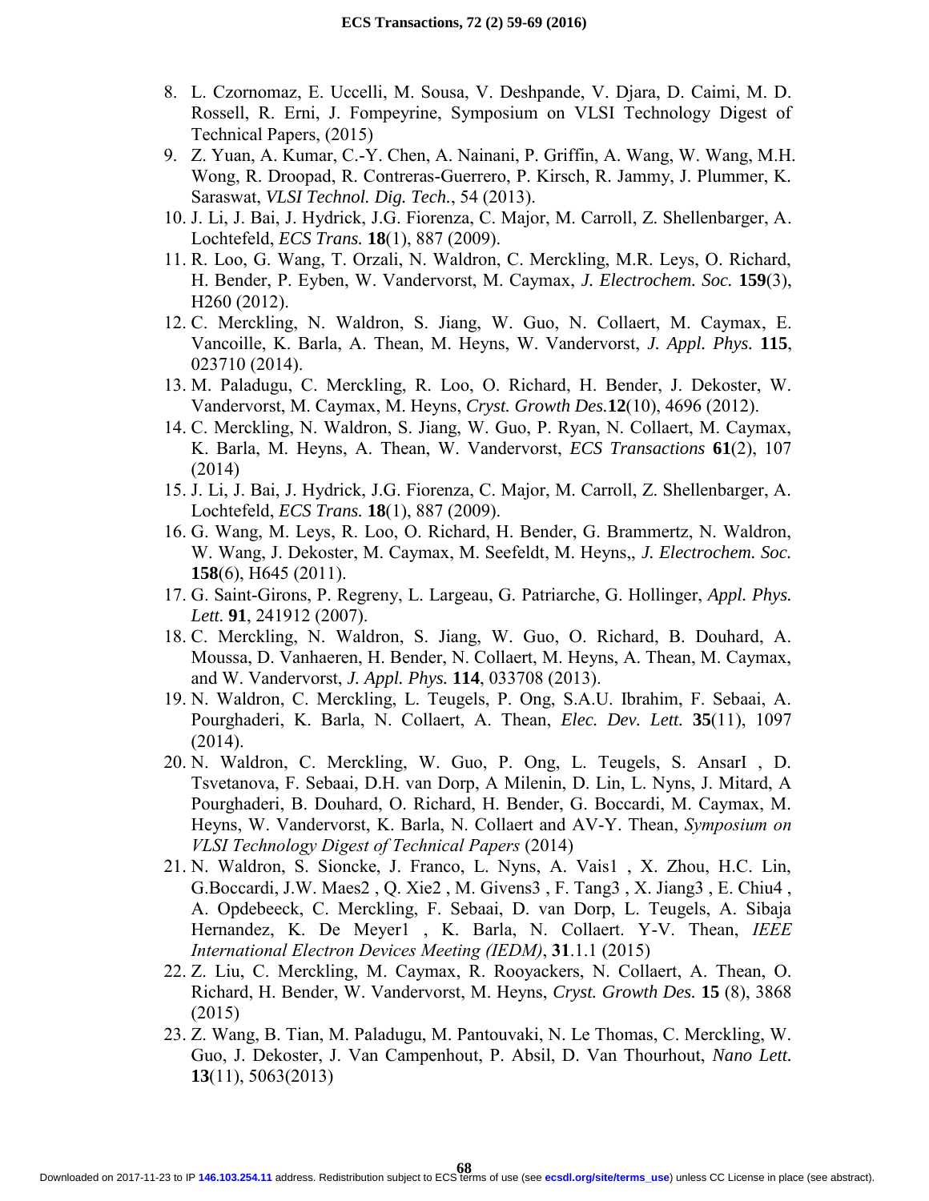8. L. Czornomaz, E. Uccelli, M. Sousa, V. Deshpande, V. Djara, D. Caimi, M. D. Rossell, R. Erni, J. Fompeyrine, Symposium on VLSI Technology Digest of Technical Papers, (2015)
9. Z. Yuan, A. Kumar, C.-Y. Chen, A. Nainani, P. Griffin, A. Wang, W. Wang, M.H. Wong, R. Droopad, R. Contreras-Guerrero, P. Kirsch, R. Jammy, J. Plummer, K. Saraswat, *VLSI Technol. Dig. Tech.*, 54 (2013).
10. J. Li, J. Bai, J. Hydrick, J.G. Fiorenza, C. Major, M. Carroll, Z. Shellenbarger, A. Lochtefeld, *ECS Trans.* **18**(1), 887 (2009).
11. R. Loo, G. Wang, T. Orzali, N. Waldron, C. Merckling, M.R. Leys, O. Richard, H. Bender, P. Eyben, W. Vandervorst, M. Caymax, *J. Electrochem. Soc.* **159**(3), H260 (2012).
12. C. Merckling, N. Waldron, S. Jiang, W. Guo, N. Collaert, M. Caymax, E. Vancoille, K. Barla, A. Thean, M. Heyns, W. Vandervorst, *J. Appl. Phys.* **115**, 023710 (2014).
13. M. Paladugu, C. Merckling, R. Loo, O. Richard, H. Bender, J. Dekoster, W. Vandervorst, M. Caymax, M. Heyns, *Cryst. Growth Des.***12**(10), 4696 (2012).
14. C. Merckling, N. Waldron, S. Jiang, W. Guo, P. Ryan, N. Collaert, M. Caymax, K. Barla, M. Heyns, A. Thean, W. Vandervorst, *ECS Transactions* **61**(2), 107 (2014)
15. J. Li, J. Bai, J. Hydrick, J.G. Fiorenza, C. Major, M. Carroll, Z. Shellenbarger, A. Lochtefeld, *ECS Trans.* **18**(1), 887 (2009).
16. G. Wang, M. Leys, R. Loo, O. Richard, H. Bender, G. Brammertz, N. Waldron, W. Wang, J. Dekoster, M. Caymax, M. Seefeldt, M. Heyns,, *J. Electrochem. Soc.* **158**(6), H645 (2011).
17. G. Saint-Girons, P. Regreny, L. Largeau, G. Patriarche, G. Hollinger, *Appl. Phys. Lett.* **91**, 241912 (2007).
18. C. Merckling, N. Waldron, S. Jiang, W. Guo, O. Richard, B. Douhard, A. Moussa, D. Vanhaeren, H. Bender, N. Collaert, M. Heyns, A. Thean, M. Caymax, and W. Vandervorst, *J. Appl. Phys.* **114**, 033708 (2013).
19. N. Waldron, C. Merckling, L. Teugels, P. Ong, S.A.U. Ibrahim, F. Sebaai, A. Pourghaderi, K. Barla, N. Collaert, A. Thean, *Elec. Dev. Lett.* **35**(11), 1097 (2014).
20. N. Waldron, C. Merckling, W. Guo, P. Ong, L. Teugels, S. AnsarI , D. Tsvetanova, F. Sebaai, D.H. van Dorp, A Milenin, D. Lin, L. Nyns, J. Mitard, A Pourghaderi, B. Douhard, O. Richard, H. Bender, G. Boccardi, M. Caymax, M. Heyns, W. Vandervorst, K. Barla, N. Collaert and AV-Y. Thean, *Symposium on VLSI Technology Digest of Technical Papers* (2014)
21. N. Waldron, S. Sioncke, J. Franco, L. Nyns, A. Vais1 , X. Zhou, H.C. Lin, G.Boccardi, J.W. Maes2 , Q. Xie2 , M. Givens3 , F. Tang3 , X. Jiang3 , E. Chiu4 , A. Opdebeeck, C. Merckling, F. Sebaai, D. van Dorp, L. Teugels, A. Sibaja Hernandez, K. De Meyer1 , K. Barla, N. Collaert. Y-V. Thean, *IEEE International Electron Devices Meeting (IEDM)*, **31**.1.1 (2015)
22. Z. Liu, C. Merckling, M. Caymax, R. Rooyackers, N. Collaert, A. Thean, O. Richard, H. Bender, W. Vandervorst, M. Heyns, *Cryst. Growth Des.* **15** (8), 3868 (2015)
23. Z. Wang, B. Tian, M. Paladugu, M. Pantouvaki, N. Le Thomas, C. Merckling, W. Guo, J. Dekoster, J. Van Campenhout, P. Absil, D. Van Thourhout, *Nano Lett.* **13**(11), 5063(2013)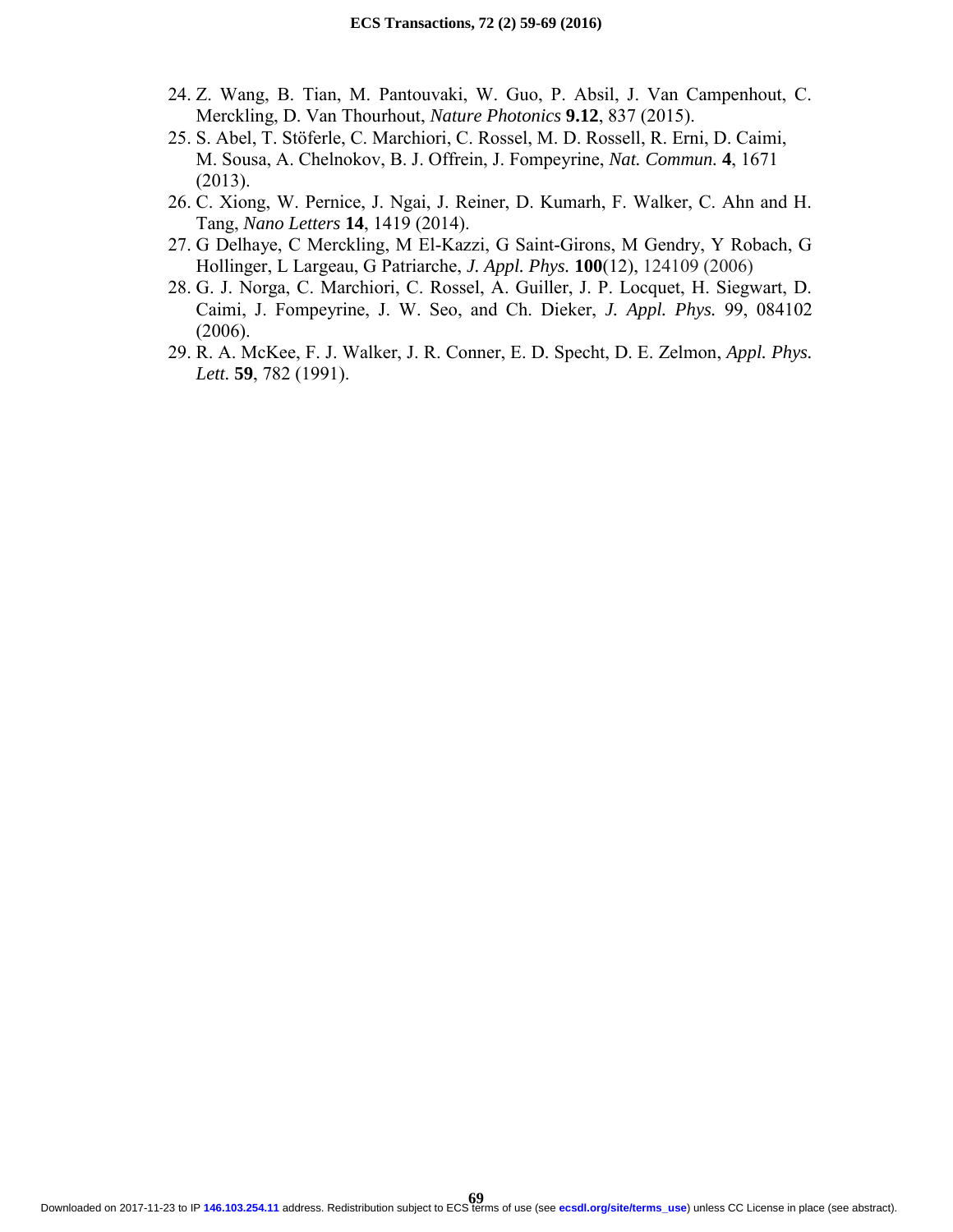24. Z. Wang, B. Tian, M. Pantouvaki, W. Guo, P. Absil, J. Van Campenhout, C. Merckling, D. Van Thourhout, *Nature Photonics* **9.12**, 837 (2015).
25. S. Abel, T. Stöferle, C. Marchiori, C. Rossel, M. D. Rossell, R. Erni, D. Caimi, M. Sousa, A. Chelnokov, B. J. Offrein, J. Fompeyrine, *Nat. Commun.* **4**, 1671 (2013).
26. C. Xiong, W. Pernice, J. Ngai, J. Reiner, D. Kumarh, F. Walker, C. Ahn and H. Tang, *Nano Letters* **14**, 1419 (2014).
27. G Delhaye, C Merckling, M El-Kazzi, G Saint-Girons, M Gendry, Y Robach, G Hollinger, L Largeau, G Patriarche, *J. Appl. Phys.* **100**(12), 124109 (2006)
28. G. J. Norga, C. Marchiori, C. Rossel, A. Guiller, J. P. Locquet, H. Siegwart, D. Caimi, J. Fompeyrine, J. W. Seo, and Ch. Dieker, *J. Appl. Phys.* 99, 084102 (2006).
29. R. A. McKee, F. J. Walker, J. R. Conner, E. D. Specht, D. E. Zelmon, *Appl. Phys. Lett*. **59**, 782 (1991).